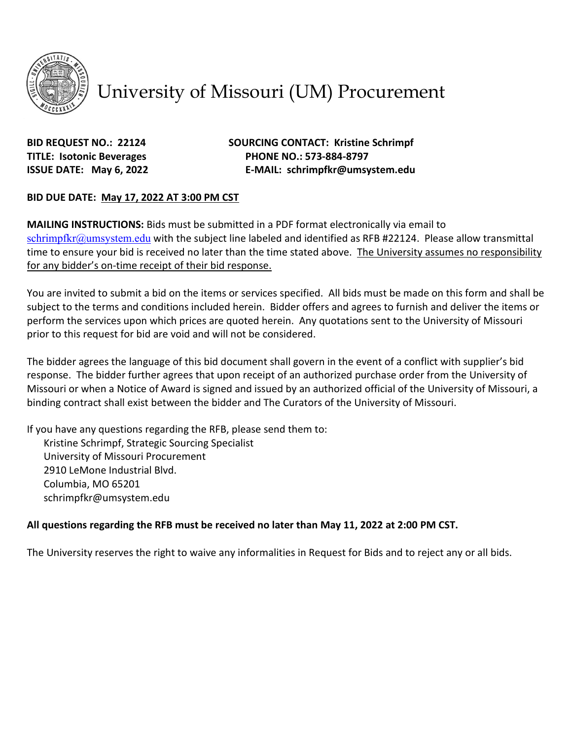# University of Missouri (UM) Procurement

**BID REQUEST NO.: 22124**
**TITLE: Isotonic Beverages**
**ISSUE DATE: May 6, 2022**

**SOURCING CONTACT: Kristine Schrimpf**
**PHONE NO.: 573-884-8797**
**E-MAIL: schrimpfkr@umsystem.edu**

**BID DUE DATE: May 17, 2022 AT 3:00 PM CST**

**MAILING INSTRUCTIONS:** Bids must be submitted in a PDF format electronically via email to schrimpfkr@umsystem.edu with the subject line labeled and identified as RFB #22124. Please allow transmittal time to ensure your bid is received no later than the time stated above. The University assumes no responsibility for any bidder's on-time receipt of their bid response.

You are invited to submit a bid on the items or services specified. All bids must be made on this form and shall be subject to the terms and conditions included herein. Bidder offers and agrees to furnish and deliver the items or perform the services upon which prices are quoted herein. Any quotations sent to the University of Missouri prior to this request for bid are void and will not be considered.

The bidder agrees the language of this bid document shall govern in the event of a conflict with supplier's bid response. The bidder further agrees that upon receipt of an authorized purchase order from the University of Missouri or when a Notice of Award is signed and issued by an authorized official of the University of Missouri, a binding contract shall exist between the bidder and The Curators of the University of Missouri.

If you have any questions regarding the RFB, please send them to:

Kristine Schrimpf, Strategic Sourcing Specialist
University of Missouri Procurement
2910 LeMone Industrial Blvd.
Columbia, MO 65201
schrimpfkr@umsystem.edu

**All questions regarding the RFB must be received no later than May 11, 2022 at 2:00 PM CST.**

The University reserves the right to waive any informalities in Request for Bids and to reject any or all bids.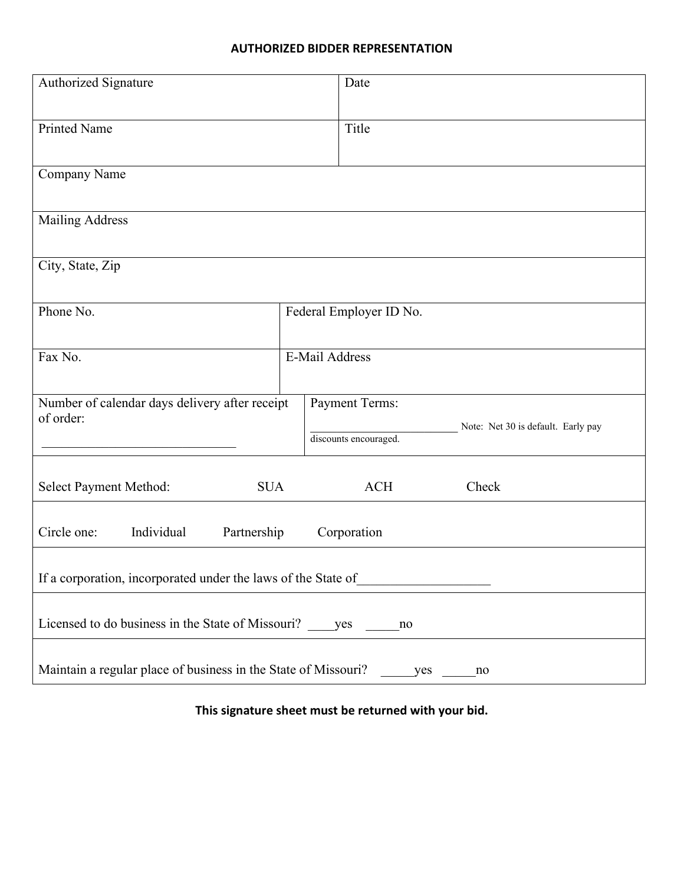## AUTHORIZED BIDDER REPRESENTATION

| Authorized Signature | Date |
|---|---|
| Printed Name | Title |
| Company Name | |
| Mailing Address | |
| City, State, Zip | |
| Phone No. | Federal Employer ID No. |
| Fax No. | E-Mail Address |
| Number of calendar days delivery after receipt of order: ______________________________ | Payment Terms: _________________________ Note: Net 30 is default. Early pay discounts encouraged. |
| Select Payment Method: SUA ACH Check | |
| Circle one: Individual Partnership Corporation | |
| If a corporation, incorporated under the laws of the State of___________________ | |
| Licensed to do business in the State of Missouri? ____yes _____no | |
| Maintain a regular place of business in the State of Missouri? _____yes _____no | |

**This signature sheet must be returned with your bid.**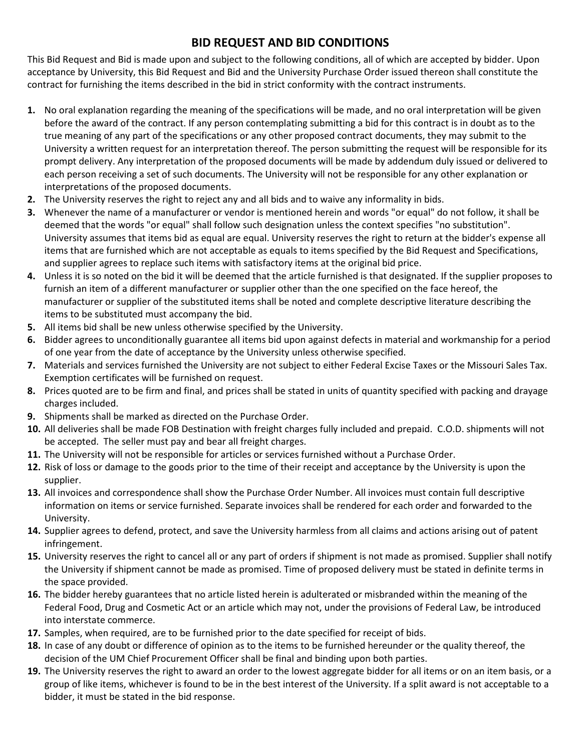# BID REQUEST AND BID CONDITIONS

This Bid Request and Bid is made upon and subject to the following conditions, all of which are accepted by bidder. Upon acceptance by University, this Bid Request and Bid and the University Purchase Order issued thereon shall constitute the contract for furnishing the items described in the bid in strict conformity with the contract instruments.

1. No oral explanation regarding the meaning of the specifications will be made, and no oral interpretation will be given before the award of the contract. If any person contemplating submitting a bid for this contract is in doubt as to the true meaning of any part of the specifications or any other proposed contract documents, they may submit to the University a written request for an interpretation thereof. The person submitting the request will be responsible for its prompt delivery. Any interpretation of the proposed documents will be made by addendum duly issued or delivered to each person receiving a set of such documents. The University will not be responsible for any other explanation or interpretations of the proposed documents.
2. The University reserves the right to reject any and all bids and to waive any informality in bids.
3. Whenever the name of a manufacturer or vendor is mentioned herein and words "or equal" do not follow, it shall be deemed that the words "or equal" shall follow such designation unless the context specifies "no substitution". University assumes that items bid as equal are equal. University reserves the right to return at the bidder's expense all items that are furnished which are not acceptable as equals to items specified by the Bid Request and Specifications, and supplier agrees to replace such items with satisfactory items at the original bid price.
4. Unless it is so noted on the bid it will be deemed that the article furnished is that designated. If the supplier proposes to furnish an item of a different manufacturer or supplier other than the one specified on the face hereof, the manufacturer or supplier of the substituted items shall be noted and complete descriptive literature describing the items to be substituted must accompany the bid.
5. All items bid shall be new unless otherwise specified by the University.
6. Bidder agrees to unconditionally guarantee all items bid upon against defects in material and workmanship for a period of one year from the date of acceptance by the University unless otherwise specified.
7. Materials and services furnished the University are not subject to either Federal Excise Taxes or the Missouri Sales Tax. Exemption certificates will be furnished on request.
8. Prices quoted are to be firm and final, and prices shall be stated in units of quantity specified with packing and drayage charges included.
9. Shipments shall be marked as directed on the Purchase Order.
10. All deliveries shall be made FOB Destination with freight charges fully included and prepaid. C.O.D. shipments will not be accepted. The seller must pay and bear all freight charges.
11. The University will not be responsible for articles or services furnished without a Purchase Order.
12. Risk of loss or damage to the goods prior to the time of their receipt and acceptance by the University is upon the supplier.
13. All invoices and correspondence shall show the Purchase Order Number. All invoices must contain full descriptive information on items or service furnished. Separate invoices shall be rendered for each order and forwarded to the University.
14. Supplier agrees to defend, protect, and save the University harmless from all claims and actions arising out of patent infringement.
15. University reserves the right to cancel all or any part of orders if shipment is not made as promised. Supplier shall notify the University if shipment cannot be made as promised. Time of proposed delivery must be stated in definite terms in the space provided.
16. The bidder hereby guarantees that no article listed herein is adulterated or misbranded within the meaning of the Federal Food, Drug and Cosmetic Act or an article which may not, under the provisions of Federal Law, be introduced into interstate commerce.
17. Samples, when required, are to be furnished prior to the date specified for receipt of bids.
18. In case of any doubt or difference of opinion as to the items to be furnished hereunder or the quality thereof, the decision of the UM Chief Procurement Officer shall be final and binding upon both parties.
19. The University reserves the right to award an order to the lowest aggregate bidder for all items or on an item basis, or a group of like items, whichever is found to be in the best interest of the University. If a split award is not acceptable to a bidder, it must be stated in the bid response.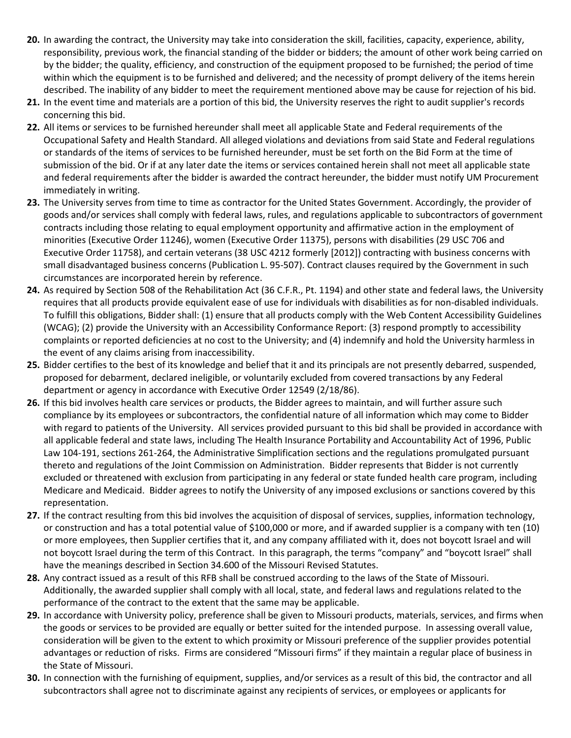**20.** In awarding the contract, the University may take into consideration the skill, facilities, capacity, experience, ability, responsibility, previous work, the financial standing of the bidder or bidders; the amount of other work being carried on by the bidder; the quality, efficiency, and construction of the equipment proposed to be furnished; the period of time within which the equipment is to be furnished and delivered; and the necessity of prompt delivery of the items herein described. The inability of any bidder to meet the requirement mentioned above may be cause for rejection of his bid.

**21.** In the event time and materials are a portion of this bid, the University reserves the right to audit supplier's records concerning this bid.

**22.** All items or services to be furnished hereunder shall meet all applicable State and Federal requirements of the Occupational Safety and Health Standard. All alleged violations and deviations from said State and Federal regulations or standards of the items of services to be furnished hereunder, must be set forth on the Bid Form at the time of submission of the bid. Or if at any later date the items or services contained herein shall not meet all applicable state and federal requirements after the bidder is awarded the contract hereunder, the bidder must notify UM Procurement immediately in writing.

**23.** The University serves from time to time as contractor for the United States Government. Accordingly, the provider of goods and/or services shall comply with federal laws, rules, and regulations applicable to subcontractors of government contracts including those relating to equal employment opportunity and affirmative action in the employment of minorities (Executive Order 11246), women (Executive Order 11375), persons with disabilities (29 USC 706 and Executive Order 11758), and certain veterans (38 USC 4212 formerly [2012]) contracting with business concerns with small disadvantaged business concerns (Publication L. 95-507). Contract clauses required by the Government in such circumstances are incorporated herein by reference.

**24.** As required by Section 508 of the Rehabilitation Act (36 C.F.R., Pt. 1194) and other state and federal laws, the University requires that all products provide equivalent ease of use for individuals with disabilities as for non-disabled individuals. To fulfill this obligations, Bidder shall: (1) ensure that all products comply with the Web Content Accessibility Guidelines (WCAG); (2) provide the University with an Accessibility Conformance Report: (3) respond promptly to accessibility complaints or reported deficiencies at no cost to the University; and (4) indemnify and hold the University harmless in the event of any claims arising from inaccessibility.

**25.** Bidder certifies to the best of its knowledge and belief that it and its principals are not presently debarred, suspended, proposed for debarment, declared ineligible, or voluntarily excluded from covered transactions by any Federal department or agency in accordance with Executive Order 12549 (2/18/86).

**26.** If this bid involves health care services or products, the Bidder agrees to maintain, and will further assure such compliance by its employees or subcontractors, the confidential nature of all information which may come to Bidder with regard to patients of the University. All services provided pursuant to this bid shall be provided in accordance with all applicable federal and state laws, including The Health Insurance Portability and Accountability Act of 1996, Public Law 104-191, sections 261-264, the Administrative Simplification sections and the regulations promulgated pursuant thereto and regulations of the Joint Commission on Administration. Bidder represents that Bidder is not currently excluded or threatened with exclusion from participating in any federal or state funded health care program, including Medicare and Medicaid. Bidder agrees to notify the University of any imposed exclusions or sanctions covered by this representation.

**27.** If the contract resulting from this bid involves the acquisition of disposal of services, supplies, information technology, or construction and has a total potential value of $100,000 or more, and if awarded supplier is a company with ten (10) or more employees, then Supplier certifies that it, and any company affiliated with it, does not boycott Israel and will not boycott Israel during the term of this Contract. In this paragraph, the terms "company" and "boycott Israel" shall have the meanings described in Section 34.600 of the Missouri Revised Statutes.

**28.** Any contract issued as a result of this RFB shall be construed according to the laws of the State of Missouri. Additionally, the awarded supplier shall comply with all local, state, and federal laws and regulations related to the performance of the contract to the extent that the same may be applicable.

**29.** In accordance with University policy, preference shall be given to Missouri products, materials, services, and firms when the goods or services to be provided are equally or better suited for the intended purpose. In assessing overall value, consideration will be given to the extent to which proximity or Missouri preference of the supplier provides potential advantages or reduction of risks. Firms are considered "Missouri firms" if they maintain a regular place of business in the State of Missouri.

**30.** In connection with the furnishing of equipment, supplies, and/or services as a result of this bid, the contractor and all subcontractors shall agree not to discriminate against any recipients of services, or employees or applicants for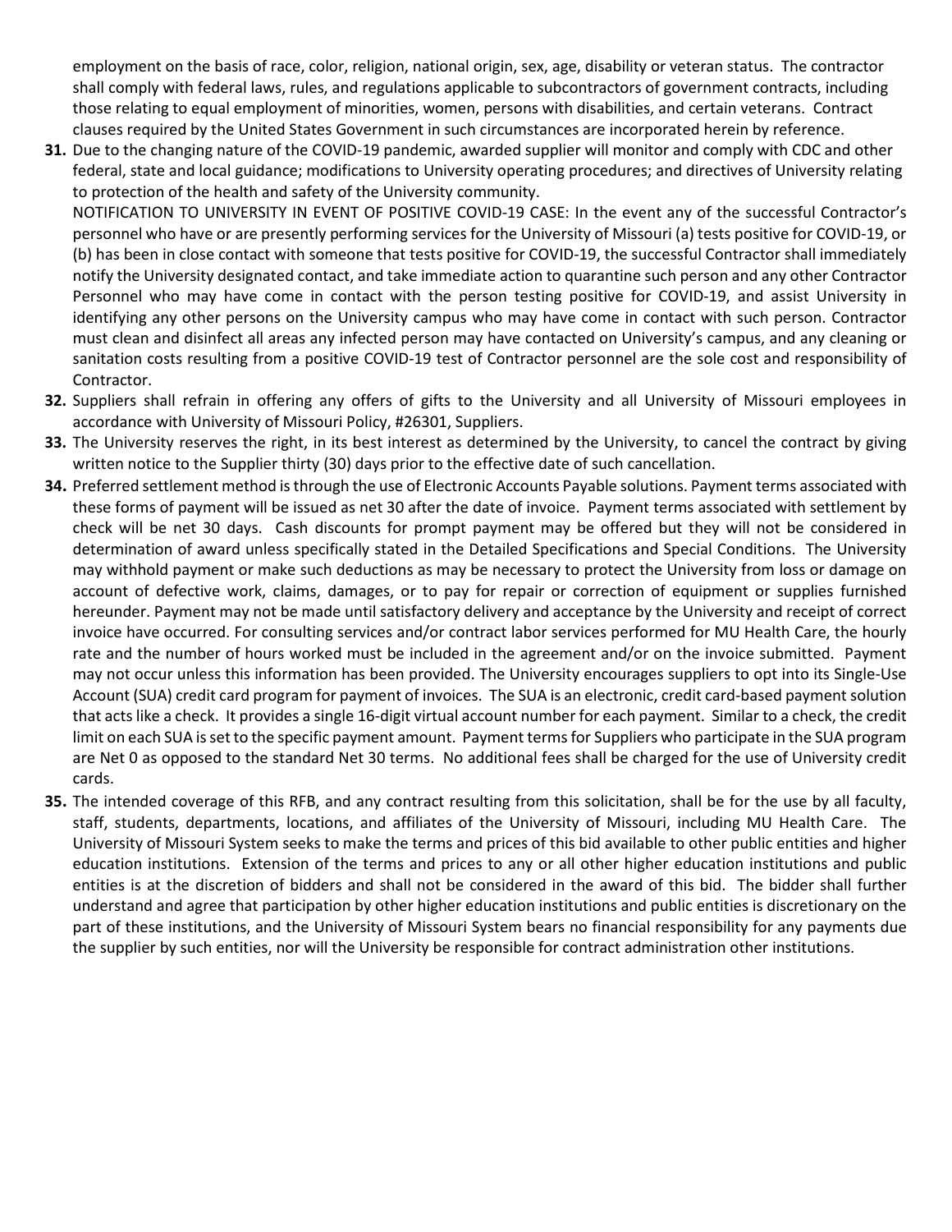employment on the basis of race, color, religion, national origin, sex, age, disability or veteran status. The contractor shall comply with federal laws, rules, and regulations applicable to subcontractors of government contracts, including those relating to equal employment of minorities, women, persons with disabilities, and certain veterans. Contract clauses required by the United States Government in such circumstances are incorporated herein by reference.

**31.** Due to the changing nature of the COVID-19 pandemic, awarded supplier will monitor and comply with CDC and other federal, state and local guidance; modifications to University operating procedures; and directives of University relating to protection of the health and safety of the University community.

NOTIFICATION TO UNIVERSITY IN EVENT OF POSITIVE COVID-19 CASE: In the event any of the successful Contractor's personnel who have or are presently performing services for the University of Missouri (a) tests positive for COVID-19, or (b) has been in close contact with someone that tests positive for COVID-19, the successful Contractor shall immediately notify the University designated contact, and take immediate action to quarantine such person and any other Contractor Personnel who may have come in contact with the person testing positive for COVID-19, and assist University in identifying any other persons on the University campus who may have come in contact with such person. Contractor must clean and disinfect all areas any infected person may have contacted on University's campus, and any cleaning or sanitation costs resulting from a positive COVID-19 test of Contractor personnel are the sole cost and responsibility of Contractor.

**32.** Suppliers shall refrain in offering any offers of gifts to the University and all University of Missouri employees in accordance with University of Missouri Policy, #26301, Suppliers.

**33.** The University reserves the right, in its best interest as determined by the University, to cancel the contract by giving written notice to the Supplier thirty (30) days prior to the effective date of such cancellation.

**34.** Preferred settlement method is through the use of Electronic Accounts Payable solutions. Payment terms associated with these forms of payment will be issued as net 30 after the date of invoice. Payment terms associated with settlement by check will be net 30 days. Cash discounts for prompt payment may be offered but they will not be considered in determination of award unless specifically stated in the Detailed Specifications and Special Conditions. The University may withhold payment or make such deductions as may be necessary to protect the University from loss or damage on account of defective work, claims, damages, or to pay for repair or correction of equipment or supplies furnished hereunder. Payment may not be made until satisfactory delivery and acceptance by the University and receipt of correct invoice have occurred. For consulting services and/or contract labor services performed for MU Health Care, the hourly rate and the number of hours worked must be included in the agreement and/or on the invoice submitted. Payment may not occur unless this information has been provided. The University encourages suppliers to opt into its Single-Use Account (SUA) credit card program for payment of invoices. The SUA is an electronic, credit card-based payment solution that acts like a check. It provides a single 16-digit virtual account number for each payment. Similar to a check, the credit limit on each SUA is set to the specific payment amount. Payment terms for Suppliers who participate in the SUA program are Net 0 as opposed to the standard Net 30 terms. No additional fees shall be charged for the use of University credit cards.

**35.** The intended coverage of this RFB, and any contract resulting from this solicitation, shall be for the use by all faculty, staff, students, departments, locations, and affiliates of the University of Missouri, including MU Health Care. The University of Missouri System seeks to make the terms and prices of this bid available to other public entities and higher education institutions. Extension of the terms and prices to any or all other higher education institutions and public entities is at the discretion of bidders and shall not be considered in the award of this bid. The bidder shall further understand and agree that participation by other higher education institutions and public entities is discretionary on the part of these institutions, and the University of Missouri System bears no financial responsibility for any payments due the supplier by such entities, nor will the University be responsible for contract administration other institutions.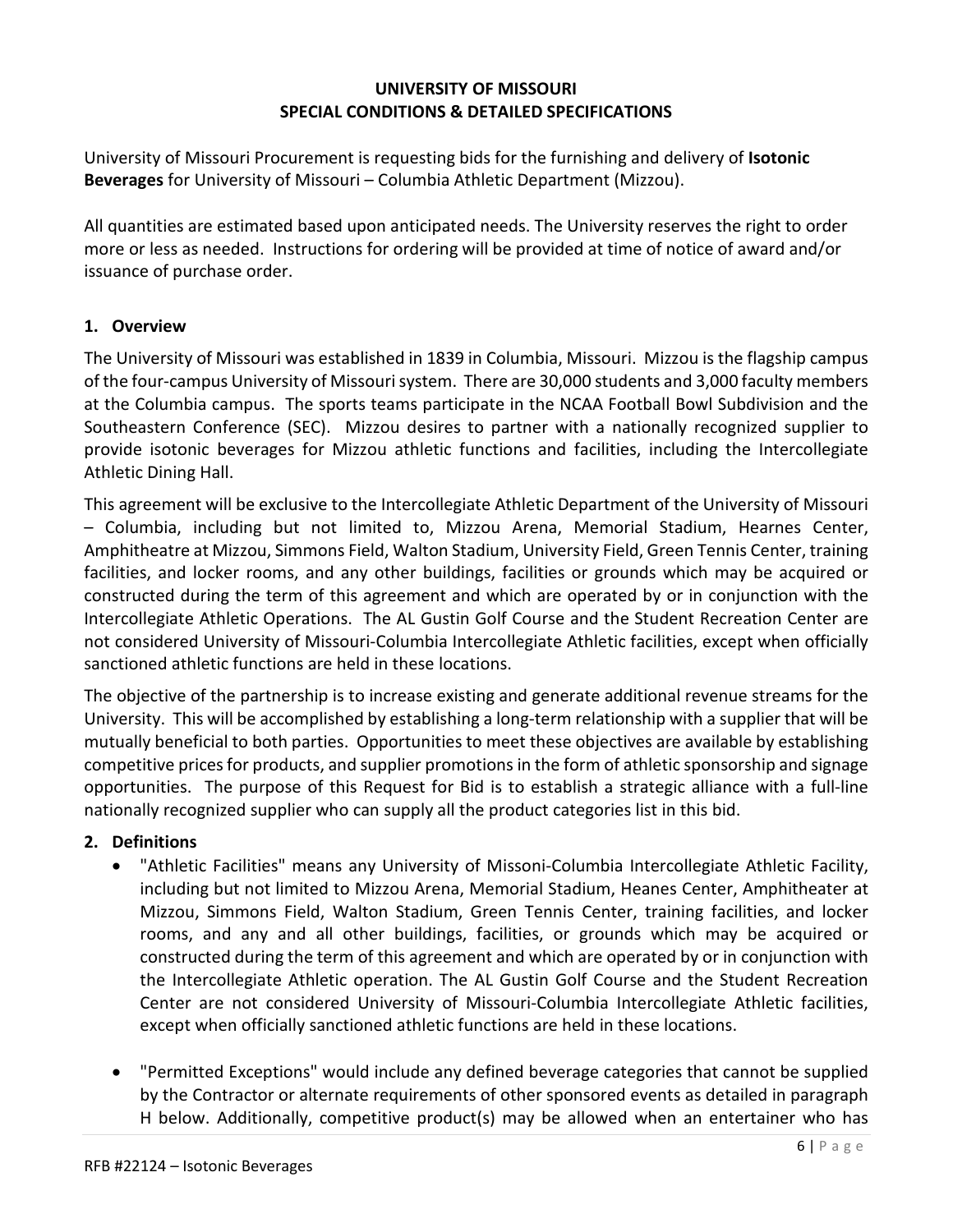**UNIVERSITY OF MISSOURI**
**SPECIAL CONDITIONS & DETAILED SPECIFICATIONS**

University of Missouri Procurement is requesting bids for the furnishing and delivery of **Isotonic Beverages** for University of Missouri – Columbia Athletic Department (Mizzou).

All quantities are estimated based upon anticipated needs. The University reserves the right to order more or less as needed. Instructions for ordering will be provided at time of notice of award and/or issuance of purchase order.

## 1. Overview

The University of Missouri was established in 1839 in Columbia, Missouri. Mizzou is the flagship campus of the four-campus University of Missouri system. There are 30,000 students and 3,000 faculty members at the Columbia campus. The sports teams participate in the NCAA Football Bowl Subdivision and the Southeastern Conference (SEC). Mizzou desires to partner with a nationally recognized supplier to provide isotonic beverages for Mizzou athletic functions and facilities, including the Intercollegiate Athletic Dining Hall.

This agreement will be exclusive to the Intercollegiate Athletic Department of the University of Missouri – Columbia, including but not limited to, Mizzou Arena, Memorial Stadium, Hearnes Center, Amphitheatre at Mizzou, Simmons Field, Walton Stadium, University Field, Green Tennis Center, training facilities, and locker rooms, and any other buildings, facilities or grounds which may be acquired or constructed during the term of this agreement and which are operated by or in conjunction with the Intercollegiate Athletic Operations. The AL Gustin Golf Course and the Student Recreation Center are not considered University of Missouri-Columbia Intercollegiate Athletic facilities, except when officially sanctioned athletic functions are held in these locations.

The objective of the partnership is to increase existing and generate additional revenue streams for the University. This will be accomplished by establishing a long-term relationship with a supplier that will be mutually beneficial to both parties. Opportunities to meet these objectives are available by establishing competitive prices for products, and supplier promotions in the form of athletic sponsorship and signage opportunities. The purpose of this Request for Bid is to establish a strategic alliance with a full-line nationally recognized supplier who can supply all the product categories list in this bid.

## 2. Definitions

- "Athletic Facilities" means any University of Missoni-Columbia Intercollegiate Athletic Facility, including but not limited to Mizzou Arena, Memorial Stadium, Heanes Center, Amphitheater at Mizzou, Simmons Field, Walton Stadium, Green Tennis Center, training facilities, and locker rooms, and any and all other buildings, facilities, or grounds which may be acquired or constructed during the term of this agreement and which are operated by or in conjunction with the Intercollegiate Athletic operation. The AL Gustin Golf Course and the Student Recreation Center are not considered University of Missouri-Columbia Intercollegiate Athletic facilities, except when officially sanctioned athletic functions are held in these locations.

- "Permitted Exceptions" would include any defined beverage categories that cannot be supplied by the Contractor or alternate requirements of other sponsored events as detailed in paragraph H below. Additionally, competitive product(s) may be allowed when an entertainer who has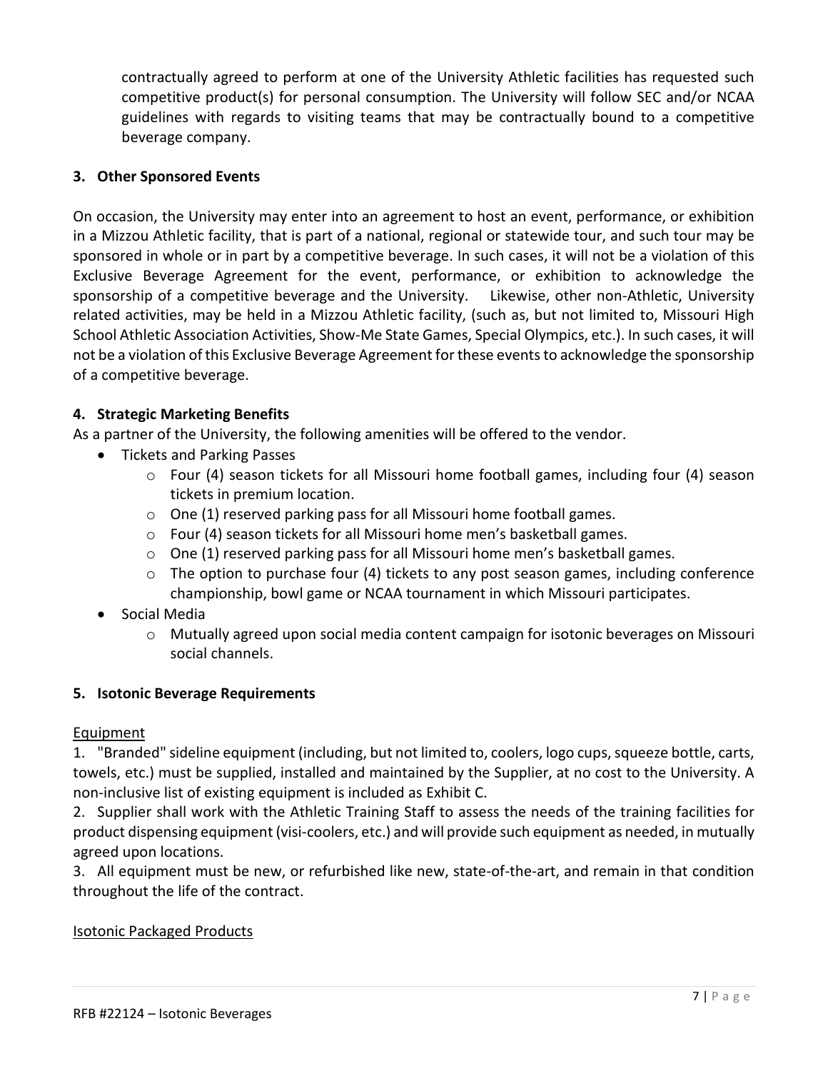contractually agreed to perform at one of the University Athletic facilities has requested such competitive product(s) for personal consumption. The University will follow SEC and/or NCAA guidelines with regards to visiting teams that may be contractually bound to a competitive beverage company.

### 3. Other Sponsored Events

On occasion, the University may enter into an agreement to host an event, performance, or exhibition in a Mizzou Athletic facility, that is part of a national, regional or statewide tour, and such tour may be sponsored in whole or in part by a competitive beverage. In such cases, it will not be a violation of this Exclusive Beverage Agreement for the event, performance, or exhibition to acknowledge the sponsorship of a competitive beverage and the University. Likewise, other non-Athletic, University related activities, may be held in a Mizzou Athletic facility, (such as, but not limited to, Missouri High School Athletic Association Activities, Show-Me State Games, Special Olympics, etc.). In such cases, it will not be a violation of this Exclusive Beverage Agreement for these events to acknowledge the sponsorship of a competitive beverage.

### 4. Strategic Marketing Benefits

As a partner of the University, the following amenities will be offered to the vendor.

- Tickets and Parking Passes
  - Four (4) season tickets for all Missouri home football games, including four (4) season tickets in premium location.
  - One (1) reserved parking pass for all Missouri home football games.
  - Four (4) season tickets for all Missouri home men's basketball games.
  - One (1) reserved parking pass for all Missouri home men's basketball games.
  - The option to purchase four (4) tickets to any post season games, including conference championship, bowl game or NCAA tournament in which Missouri participates.
- Social Media
  - Mutually agreed upon social media content campaign for isotonic beverages on Missouri social channels.

### 5. Isotonic Beverage Requirements

<u>Equipment</u>

1. "Branded" sideline equipment (including, but not limited to, coolers, logo cups, squeeze bottle, carts, towels, etc.) must be supplied, installed and maintained by the Supplier, at no cost to the University. A non-inclusive list of existing equipment is included as Exhibit C.
2. Supplier shall work with the Athletic Training Staff to assess the needs of the training facilities for product dispensing equipment (visi-coolers, etc.) and will provide such equipment as needed, in mutually agreed upon locations.
3. All equipment must be new, or refurbished like new, state-of-the-art, and remain in that condition throughout the life of the contract.

<u>Isotonic Packaged Products</u>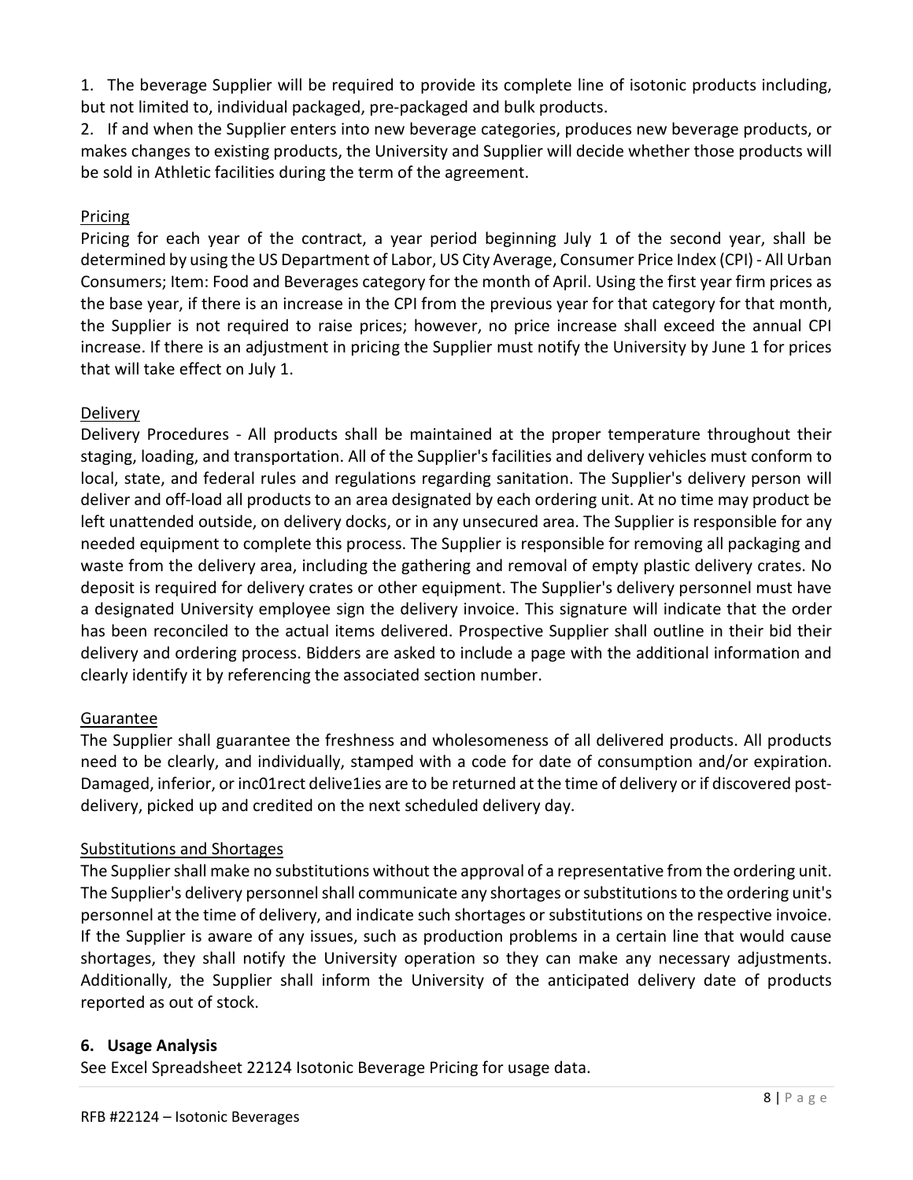1. The beverage Supplier will be required to provide its complete line of isotonic products including, but not limited to, individual packaged, pre-packaged and bulk products.
2. If and when the Supplier enters into new beverage categories, produces new beverage products, or makes changes to existing products, the University and Supplier will decide whether those products will be sold in Athletic facilities during the term of the agreement.

Pricing

Pricing for each year of the contract, a year period beginning July 1 of the second year, shall be determined by using the US Department of Labor, US City Average, Consumer Price Index (CPI) - All Urban Consumers; Item: Food and Beverages category for the month of April. Using the first year firm prices as the base year, if there is an increase in the CPI from the previous year for that category for that month, the Supplier is not required to raise prices; however, no price increase shall exceed the annual CPI increase. If there is an adjustment in pricing the Supplier must notify the University by June 1 for prices that will take effect on July 1.

Delivery

Delivery Procedures - All products shall be maintained at the proper temperature throughout their staging, loading, and transportation. All of the Supplier's facilities and delivery vehicles must conform to local, state, and federal rules and regulations regarding sanitation. The Supplier's delivery person will deliver and off-load all products to an area designated by each ordering unit. At no time may product be left unattended outside, on delivery docks, or in any unsecured area. The Supplier is responsible for any needed equipment to complete this process. The Supplier is responsible for removing all packaging and waste from the delivery area, including the gathering and removal of empty plastic delivery crates. No deposit is required for delivery crates or other equipment. The Supplier's delivery personnel must have a designated University employee sign the delivery invoice. This signature will indicate that the order has been reconciled to the actual items delivered. Prospective Supplier shall outline in their bid their delivery and ordering process. Bidders are asked to include a page with the additional information and clearly identify it by referencing the associated section number.

Guarantee

The Supplier shall guarantee the freshness and wholesomeness of all delivered products. All products need to be clearly, and individually, stamped with a code for date of consumption and/or expiration. Damaged, inferior, or inc01rect delive1ies are to be returned at the time of delivery or if discovered post-delivery, picked up and credited on the next scheduled delivery day.

Substitutions and Shortages

The Supplier shall make no substitutions without the approval of a representative from the ordering unit. The Supplier's delivery personnel shall communicate any shortages or substitutions to the ordering unit's personnel at the time of delivery, and indicate such shortages or substitutions on the respective invoice. If the Supplier is aware of any issues, such as production problems in a certain line that would cause shortages, they shall notify the University operation so they can make any necessary adjustments. Additionally, the Supplier shall inform the University of the anticipated delivery date of products reported as out of stock.

## 6. Usage Analysis

See Excel Spreadsheet 22124 Isotonic Beverage Pricing for usage data.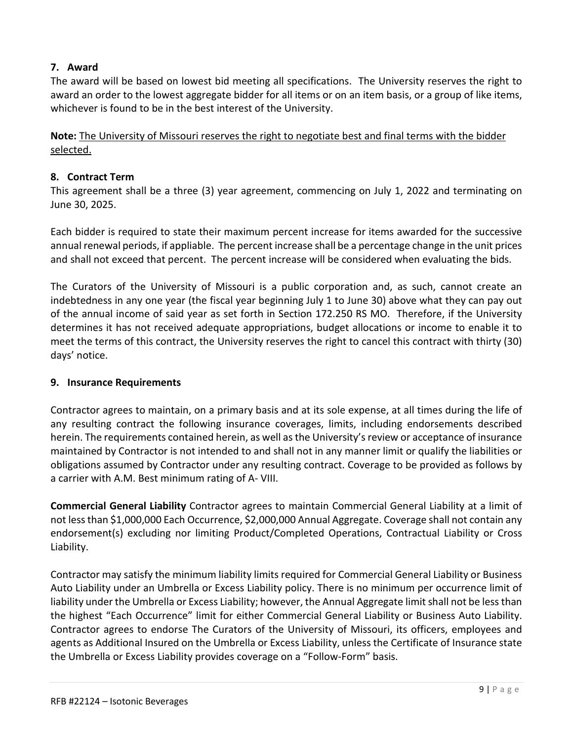## 7. Award

The award will be based on lowest bid meeting all specifications. The University reserves the right to award an order to the lowest aggregate bidder for all items or on an item basis, or a group of like items, whichever is found to be in the best interest of the University.

**Note:** The University of Missouri reserves the right to negotiate best and final terms with the bidder selected.

## 8. Contract Term

This agreement shall be a three (3) year agreement, commencing on July 1, 2022 and terminating on June 30, 2025.

Each bidder is required to state their maximum percent increase for items awarded for the successive annual renewal periods, if appliable. The percent increase shall be a percentage change in the unit prices and shall not exceed that percent. The percent increase will be considered when evaluating the bids.

The Curators of the University of Missouri is a public corporation and, as such, cannot create an indebtedness in any one year (the fiscal year beginning July 1 to June 30) above what they can pay out of the annual income of said year as set forth in Section 172.250 RS MO. Therefore, if the University determines it has not received adequate appropriations, budget allocations or income to enable it to meet the terms of this contract, the University reserves the right to cancel this contract with thirty (30) days' notice.

## 9. Insurance Requirements

Contractor agrees to maintain, on a primary basis and at its sole expense, at all times during the life of any resulting contract the following insurance coverages, limits, including endorsements described herein. The requirements contained herein, as well as the University's review or acceptance of insurance maintained by Contractor is not intended to and shall not in any manner limit or qualify the liabilities or obligations assumed by Contractor under any resulting contract. Coverage to be provided as follows by a carrier with A.M. Best minimum rating of A- VIII.

**Commercial General Liability** Contractor agrees to maintain Commercial General Liability at a limit of not less than $1,000,000 Each Occurrence, $2,000,000 Annual Aggregate. Coverage shall not contain any endorsement(s) excluding nor limiting Product/Completed Operations, Contractual Liability or Cross Liability.

Contractor may satisfy the minimum liability limits required for Commercial General Liability or Business Auto Liability under an Umbrella or Excess Liability policy. There is no minimum per occurrence limit of liability under the Umbrella or Excess Liability; however, the Annual Aggregate limit shall not be less than the highest "Each Occurrence" limit for either Commercial General Liability or Business Auto Liability. Contractor agrees to endorse The Curators of the University of Missouri, its officers, employees and agents as Additional Insured on the Umbrella or Excess Liability, unless the Certificate of Insurance state the Umbrella or Excess Liability provides coverage on a "Follow-Form" basis.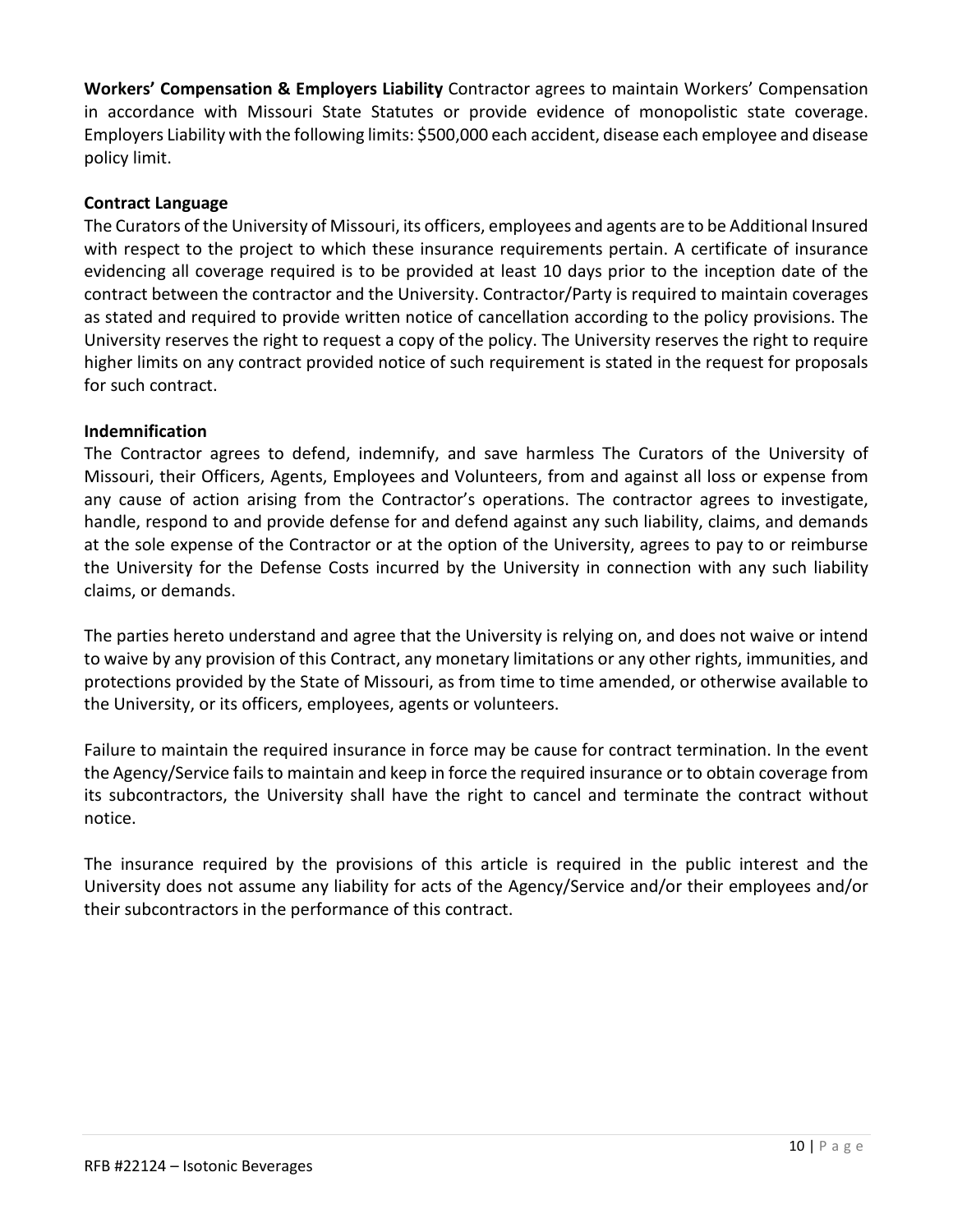**Workers' Compensation & Employers Liability** Contractor agrees to maintain Workers' Compensation in accordance with Missouri State Statutes or provide evidence of monopolistic state coverage. Employers Liability with the following limits: $500,000 each accident, disease each employee and disease policy limit.

**Contract Language**

The Curators of the University of Missouri, its officers, employees and agents are to be Additional Insured with respect to the project to which these insurance requirements pertain. A certificate of insurance evidencing all coverage required is to be provided at least 10 days prior to the inception date of the contract between the contractor and the University. Contractor/Party is required to maintain coverages as stated and required to provide written notice of cancellation according to the policy provisions. The University reserves the right to request a copy of the policy. The University reserves the right to require higher limits on any contract provided notice of such requirement is stated in the request for proposals for such contract.

**Indemnification**

The Contractor agrees to defend, indemnify, and save harmless The Curators of the University of Missouri, their Officers, Agents, Employees and Volunteers, from and against all loss or expense from any cause of action arising from the Contractor's operations. The contractor agrees to investigate, handle, respond to and provide defense for and defend against any such liability, claims, and demands at the sole expense of the Contractor or at the option of the University, agrees to pay to or reimburse the University for the Defense Costs incurred by the University in connection with any such liability claims, or demands.

The parties hereto understand and agree that the University is relying on, and does not waive or intend to waive by any provision of this Contract, any monetary limitations or any other rights, immunities, and protections provided by the State of Missouri, as from time to time amended, or otherwise available to the University, or its officers, employees, agents or volunteers.

Failure to maintain the required insurance in force may be cause for contract termination. In the event the Agency/Service fails to maintain and keep in force the required insurance or to obtain coverage from its subcontractors, the University shall have the right to cancel and terminate the contract without notice.

The insurance required by the provisions of this article is required in the public interest and the University does not assume any liability for acts of the Agency/Service and/or their employees and/or their subcontractors in the performance of this contract.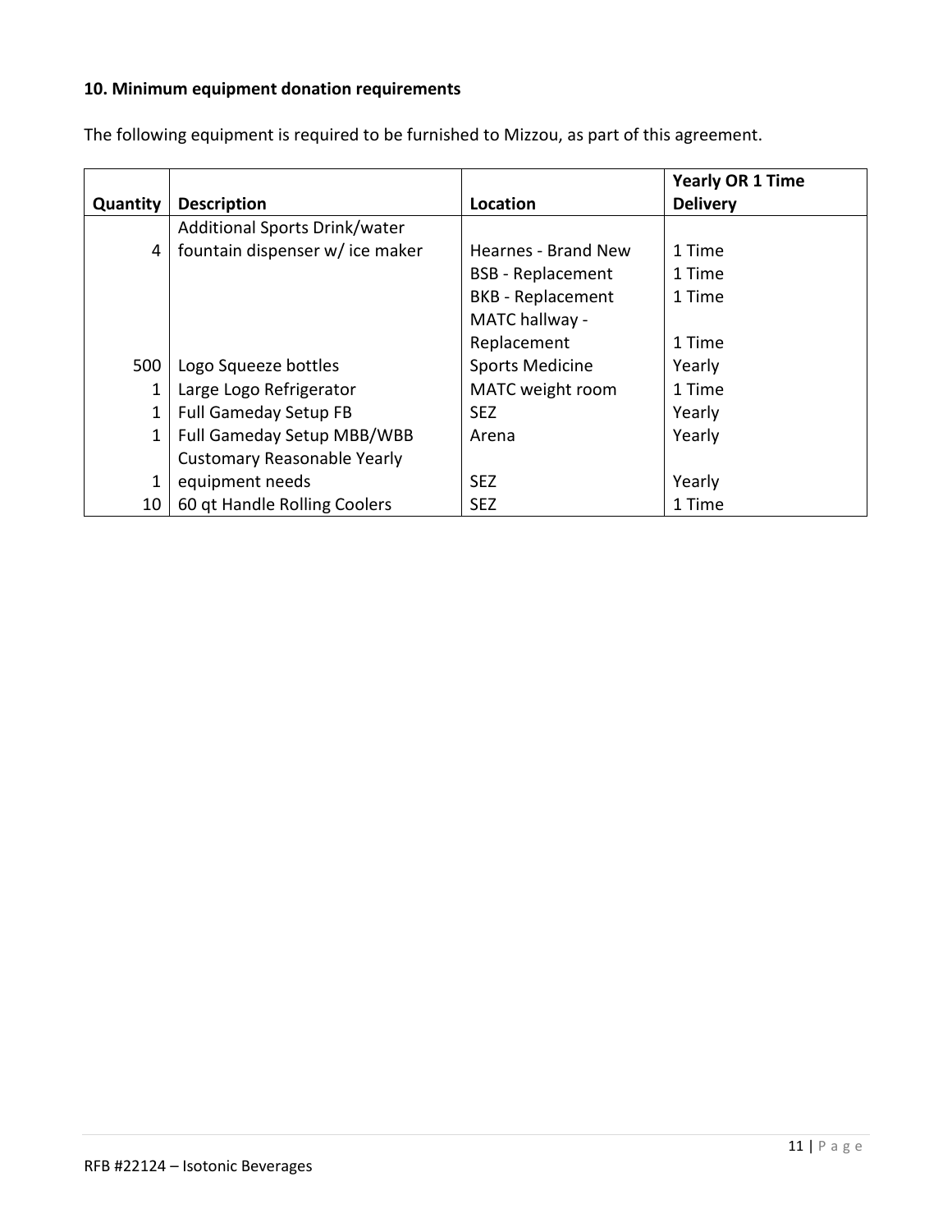**10. Minimum equipment donation requirements**

The following equipment is required to be furnished to Mizzou, as part of this agreement.

| Quantity | Description | Location | Yearly OR 1 Time Delivery |
|---|---|---|---|
| 4 | Additional Sports Drink/water fountain dispenser w/ ice maker | Hearnes - Brand New | 1 Time |
| | | BSB - Replacement | 1 Time |
| | | BKB - Replacement | 1 Time |
| | | MATC hallway - Replacement | 1 Time |
| 500 | Logo Squeeze bottles | Sports Medicine | Yearly |
| 1 | Large Logo Refrigerator | MATC weight room | 1 Time |
| 1 | Full Gameday Setup FB | SEZ | Yearly |
| 1 | Full Gameday Setup MBB/WBB | Arena | Yearly |
| 1 | Customary Reasonable Yearly equipment needs | SEZ | Yearly |
| 10 | 60 qt Handle Rolling Coolers | SEZ | 1 Time |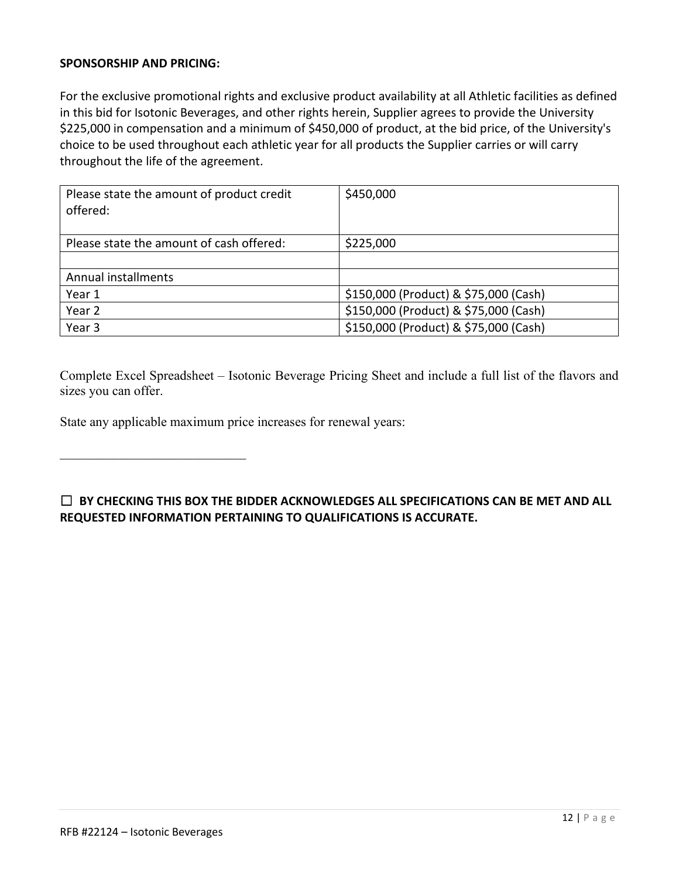**SPONSORSHIP AND PRICING:**

For the exclusive promotional rights and exclusive product availability at all Athletic facilities as defined in this bid for Isotonic Beverages, and other rights herein, Supplier agrees to provide the University $225,000 in compensation and a minimum of $450,000 of product, at the bid price, of the University's choice to be used throughout each athletic year for all products the Supplier carries or will carry throughout the life of the agreement.

| Please state the amount of product credit offered: | $450,000 |
|---|---|
| Please state the amount of cash offered: | $225,000 |
| | |
| Annual installments | |
| Year 1 | $150,000 (Product) & $75,000 (Cash) |
| Year 2 | $150,000 (Product) & $75,000 (Cash) |
| Year 3 | $150,000 (Product) & $75,000 (Cash) |

Complete Excel Spreadsheet – Isotonic Beverage Pricing Sheet and include a full list of the flavors and sizes you can offer.

State any applicable maximum price increases for renewal years:

\_\_\_\_\_\_\_\_\_\_\_\_\_\_\_\_\_\_\_\_\_\_\_\_\_\_\_\_

☐ **BY CHECKING THIS BOX THE BIDDER ACKNOWLEDGES ALL SPECIFICATIONS CAN BE MET AND ALL REQUESTED INFORMATION PERTAINING TO QUALIFICATIONS IS ACCURATE.**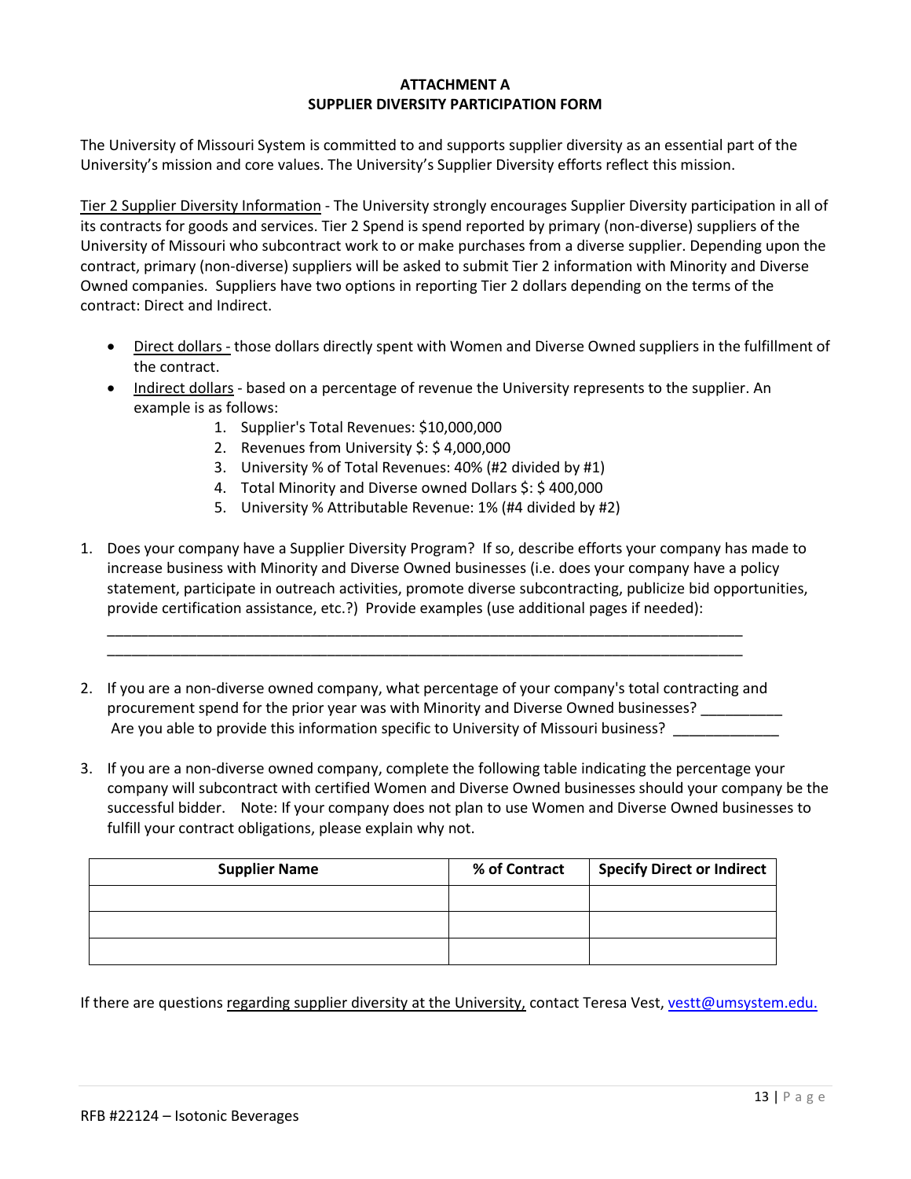## ATTACHMENT A
## SUPPLIER DIVERSITY PARTICIPATION FORM

The University of Missouri System is committed to and supports supplier diversity as an essential part of the University's mission and core values. The University's Supplier Diversity efforts reflect this mission.

Tier 2 Supplier Diversity Information - The University strongly encourages Supplier Diversity participation in all of its contracts for goods and services. Tier 2 Spend is spend reported by primary (non-diverse) suppliers of the University of Missouri who subcontract work to or make purchases from a diverse supplier. Depending upon the contract, primary (non-diverse) suppliers will be asked to submit Tier 2 information with Minority and Diverse Owned companies. Suppliers have two options in reporting Tier 2 dollars depending on the terms of the contract: Direct and Indirect.

- Direct dollars - those dollars directly spent with Women and Diverse Owned suppliers in the fulfillment of the contract.
- Indirect dollars - based on a percentage of revenue the University represents to the supplier. An example is as follows:
    1. Supplier's Total Revenues: $10,000,000
    2. Revenues from University $: $ 4,000,000
    3. University % of Total Revenues: 40% (#2 divided by #1)
    4. Total Minority and Diverse owned Dollars $: $ 400,000
    5. University % Attributable Revenue: 1% (#4 divided by #2)

1. Does your company have a Supplier Diversity Program? If so, describe efforts your company has made to increase business with Minority and Diverse Owned businesses (i.e. does your company have a policy statement, participate in outreach activities, promote diverse subcontracting, publicize bid opportunities, provide certification assistance, etc.?) Provide examples (use additional pages if needed):

   ________________________________________________________________________________
   ________________________________________________________________________________

2. If you are a non-diverse owned company, what percentage of your company's total contracting and procurement spend for the prior year was with Minority and Diverse Owned businesses? __________
   Are you able to provide this information specific to University of Missouri business? _____________

3. If you are a non-diverse owned company, complete the following table indicating the percentage your company will subcontract with certified Women and Diverse Owned businesses should your company be the successful bidder. Note: If your company does not plan to use Women and Diverse Owned businesses to fulfill your contract obligations, please explain why not.

| Supplier Name | % of Contract | Specify Direct or Indirect |
|---|---|---|
| | | |
| | | |
| | | |

If there are questions regarding supplier diversity at the University, contact Teresa Vest, vestt@umsystem.edu.

RFB #22124 – Isotonic Beverages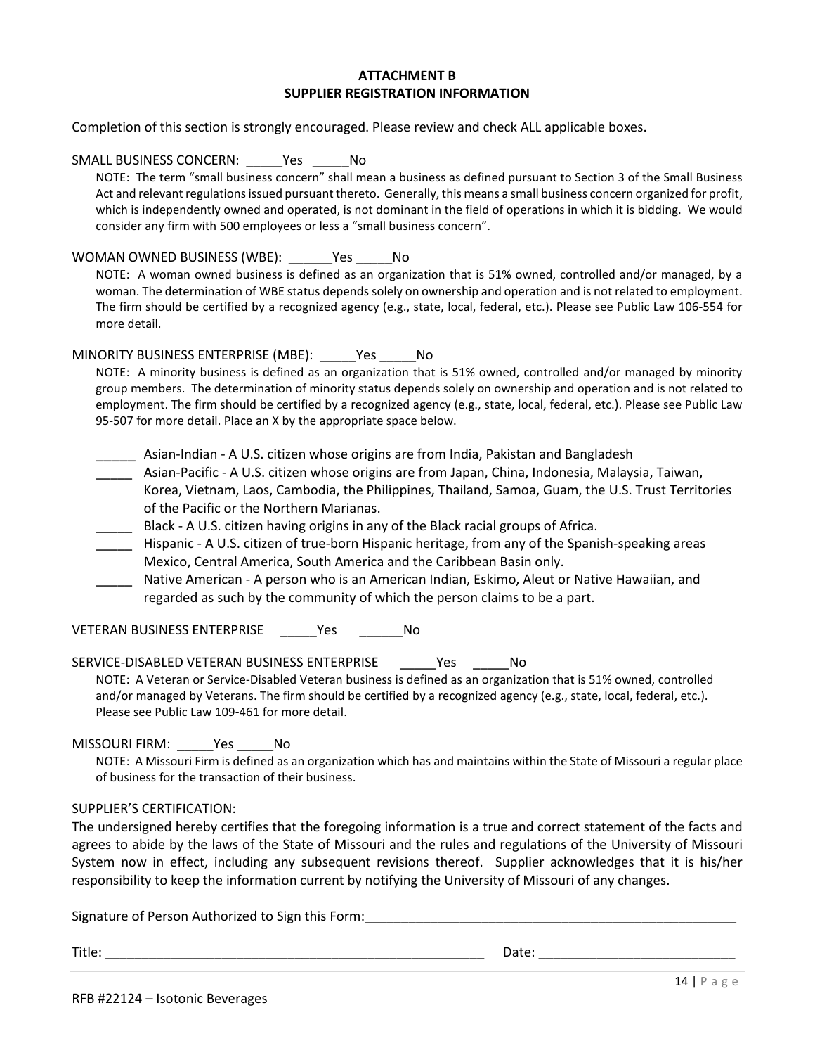# ATTACHMENT B
## SUPPLIER REGISTRATION INFORMATION

Completion of this section is strongly encouraged. Please review and check ALL applicable boxes.

SMALL BUSINESS CONCERN: _____Yes _____No

NOTE: The term "small business concern" shall mean a business as defined pursuant to Section 3 of the Small Business Act and relevant regulations issued pursuant thereto. Generally, this means a small business concern organized for profit, which is independently owned and operated, is not dominant in the field of operations in which it is bidding. We would consider any firm with 500 employees or less a "small business concern".

WOMAN OWNED BUSINESS (WBE): ______Yes _____No

NOTE: A woman owned business is defined as an organization that is 51% owned, controlled and/or managed, by a woman. The determination of WBE status depends solely on ownership and operation and is not related to employment. The firm should be certified by a recognized agency (e.g., state, local, federal, etc.). Please see Public Law 106-554 for more detail.

MINORITY BUSINESS ENTERPRISE (MBE): _____Yes _____No

NOTE: A minority business is defined as an organization that is 51% owned, controlled and/or managed by minority group members. The determination of minority status depends solely on ownership and operation and is not related to employment. The firm should be certified by a recognized agency (e.g., state, local, federal, etc.). Please see Public Law 95-507 for more detail. Place an X by the appropriate space below.

_____ Asian-Indian - A U.S. citizen whose origins are from India, Pakistan and Bangladesh

_____ Asian-Pacific - A U.S. citizen whose origins are from Japan, China, Indonesia, Malaysia, Taiwan, Korea, Vietnam, Laos, Cambodia, the Philippines, Thailand, Samoa, Guam, the U.S. Trust Territories of the Pacific or the Northern Marianas.

_____ Black - A U.S. citizen having origins in any of the Black racial groups of Africa.

_____ Hispanic - A U.S. citizen of true-born Hispanic heritage, from any of the Spanish-speaking areas Mexico, Central America, South America and the Caribbean Basin only.

_____ Native American - A person who is an American Indian, Eskimo, Aleut or Native Hawaiian, and regarded as such by the community of which the person claims to be a part.

VETERAN BUSINESS ENTERPRISE _____Yes ______No

SERVICE-DISABLED VETERAN BUSINESS ENTERPRISE _____Yes _____No

NOTE: A Veteran or Service-Disabled Veteran business is defined as an organization that is 51% owned, controlled and/or managed by Veterans. The firm should be certified by a recognized agency (e.g., state, local, federal, etc.). Please see Public Law 109-461 for more detail.

MISSOURI FIRM: _____Yes _____No

NOTE: A Missouri Firm is defined as an organization which has and maintains within the State of Missouri a regular place of business for the transaction of their business.

SUPPLIER'S CERTIFICATION:

The undersigned hereby certifies that the foregoing information is a true and correct statement of the facts and agrees to abide by the laws of the State of Missouri and the rules and regulations of the University of Missouri System now in effect, including any subsequent revisions thereof. Supplier acknowledges that it is his/her responsibility to keep the information current by notifying the University of Missouri of any changes.

Signature of Person Authorized to Sign this Form:_____________________________________________________

Title: ______________________________________________________ Date: __________________________

RFB #22124 – Isotonic Beverages